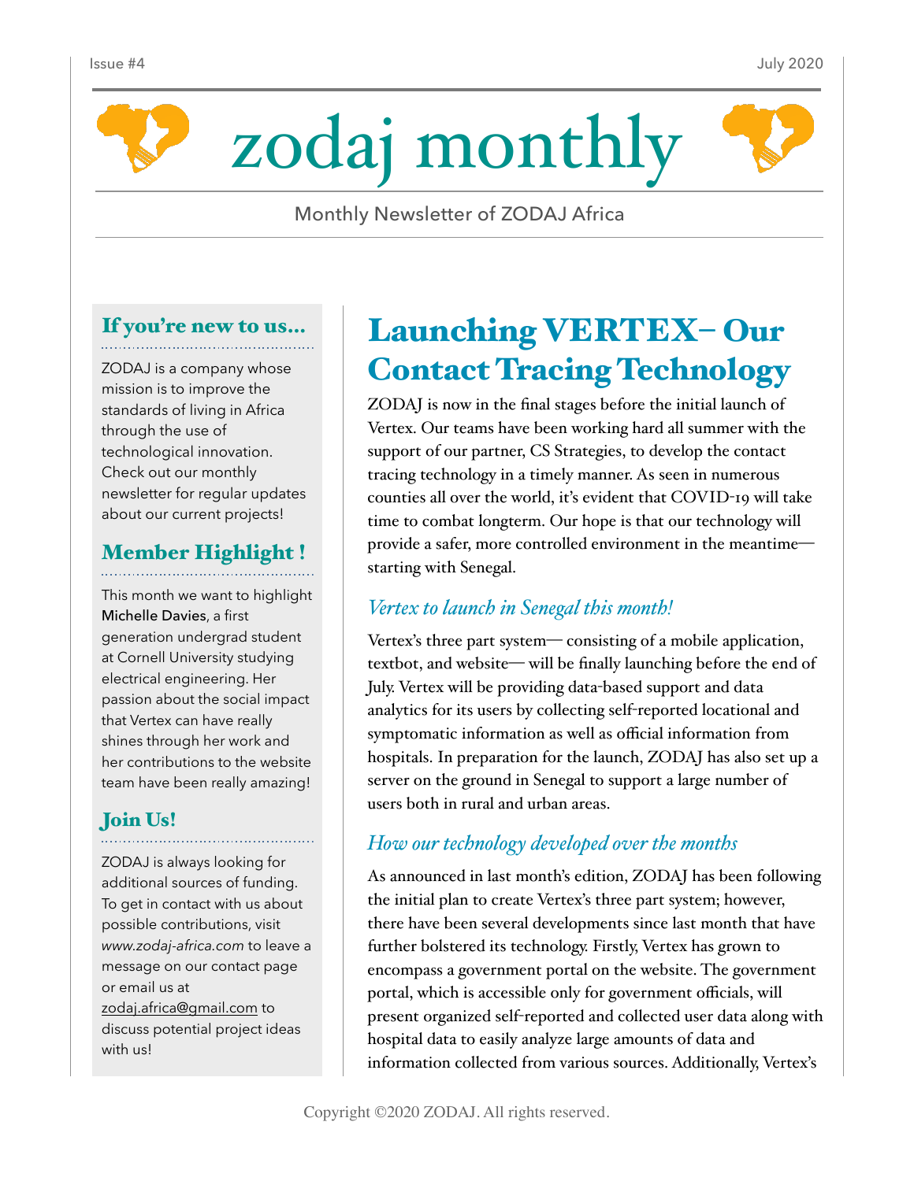# zodaj monthly

Monthly Newsletter of ZODAJ Africa

## If you're new to us...

ZODAJ is a company whose mission is to improve the standards of living in Africa through the use of technological innovation. Check out our monthly newsletter for regular updates about our current projects!

## Member Highlight !

This month we want to highlight Michelle Davies, a first generation undergrad student at Cornell University studying electrical engineering. Her passion about the social impact that Vertex can have really shines through her work and her contributions to the website team have been really amazing!

## Join Us!

ZODAJ is always looking for additional sources of funding. To get in contact with us about possible contributions, visit *www.zodaj-africa.com* to leave a message on our contact page or email us at zodaj.africa@gmail.com to discuss potential project ideas with us!

## Launching VERTEX– Our Contact Tracing Technology

ZODAJ is now in the final stages before the initial launch of Vertex. Our teams have been working hard all summer with the support of our partner, CS Strategies, to develop the contact tracing technology in a timely manner. As seen in numerous counties all over the world, it's evident that COVID-19 will take time to combat longterm. Our hope is that our technology will provide a safer, more controlled environment in the meantime—starting with Senegal.

### *Vertex to launch in Senegal this month!*

Vertex's three part system— consisting of a mobile application, textbot, and website— will be finally launching before the end of July. Vertex will be providing data-based support and data analytics for its users by collecting self-reported locational and symptomatic information as well as official information from hospitals. In preparation for the launch, ZODAJ has also set up a server on the ground in Senegal to support a large number of users both in rural and urban areas.

### *How our technology developed over the months*

As announced in last month's edition, ZODAJ has been following the initial plan to create Vertex's three part system; however, there have been several developments since last month that have further bolstered its technology. Firstly, Vertex has grown to encompass a government portal on the website. The government portal, which is accessible only for government officials, will present organized self-reported and collected user data along with hospital data to easily analyze large amounts of data and information collected from various sources. Additionally, Vertex's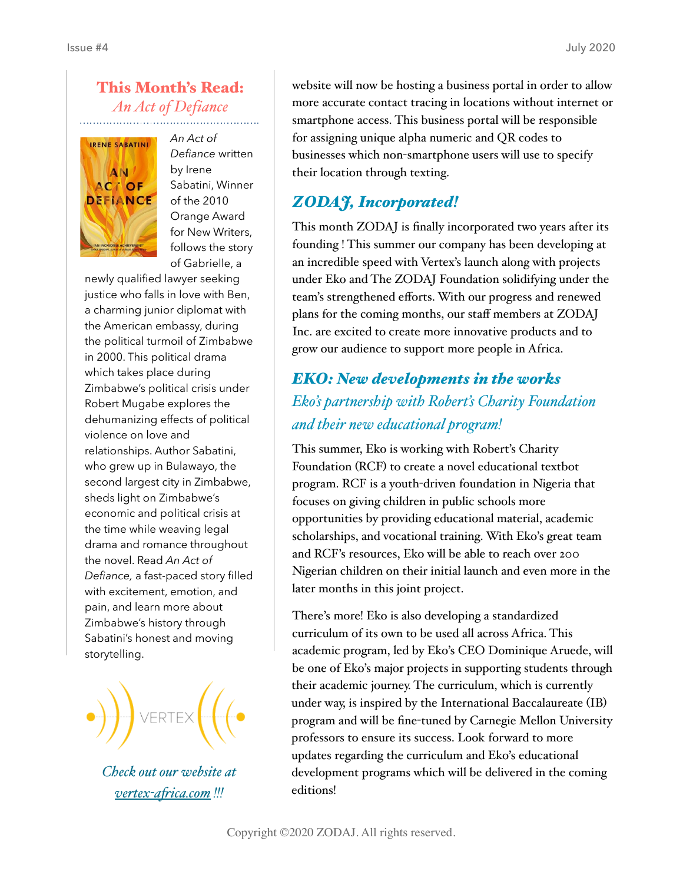## This Month's Read: *An Act of Defiance*

*An Act of Defiance* written by Irene Sabatini, Winner of the 2010 Orange Award for New Writers, follows the story of Gabrielle, a newly qualified lawyer seeking justice who falls in love with Ben, a charming junior diplomat with the American embassy, during the political turmoil of Zimbabwe in 2000. This political drama which takes place during Zimbabwe's political crisis under Robert Mugabe explores the dehumanizing effects of political violence on love and relationships. Author Sabatini, who grew up in Bulawayo, the second largest city in Zimbabwe, sheds light on Zimbabwe's economic and political crisis at the time while weaving legal drama and romance throughout the novel. Read *An Act of Defiance,* a fast-paced story filled with excitement, emotion, and pain, and learn more about Zimbabwe's history through Sabatini's honest and moving storytelling.

VERTEX

*Check out our website at [vertex-africa.com](vertex-africa.com) !!!*

website will now be hosting a business portal in order to allow more accurate contact tracing in locations without internet or smartphone access. This business portal will be responsible for assigning unique alpha numeric and QR codes to businesses which non-smartphone users will use to specify their location through texting.

## *ZODAJ, Incorporated!*

This month ZODAJ is finally incorporated two years after its founding ! This summer our company has been developing at an incredible speed with Vertex's launch along with projects under Eko and The ZODAJ Foundation solidifying under the team's strengthened efforts. With our progress and renewed plans for the coming months, our staff members at ZODAJ Inc. are excited to create more innovative products and to grow our audience to support more people in Africa.

## *EKO: New developments in the works*

### *Eko's partnership with Robert's Charity Foundation and their new educational program!*

This summer, Eko is working with Robert's Charity Foundation (RCF) to create a novel educational textbot program. RCF is a youth-driven foundation in Nigeria that focuses on giving children in public schools more opportunities by providing educational material, academic scholarships, and vocational training. With Eko's great team and RCF's resources, Eko will be able to reach over 200 Nigerian children on their initial launch and even more in the later months in this joint project.

There's more! Eko is also developing a standardized curriculum of its own to be used all across Africa. This academic program, led by Eko's CEO Dominique Aruede, will be one of Eko's major projects in supporting students through their academic journey. The curriculum, which is currently under way, is inspired by the International Baccalaureate (IB) program and will be fine-tuned by Carnegie Mellon University professors to ensure its success. Look forward to more updates regarding the curriculum and Eko's educational development programs which will be delivered in the coming editions!

Copyright ©2020 ZODAJ. All rights reserved.